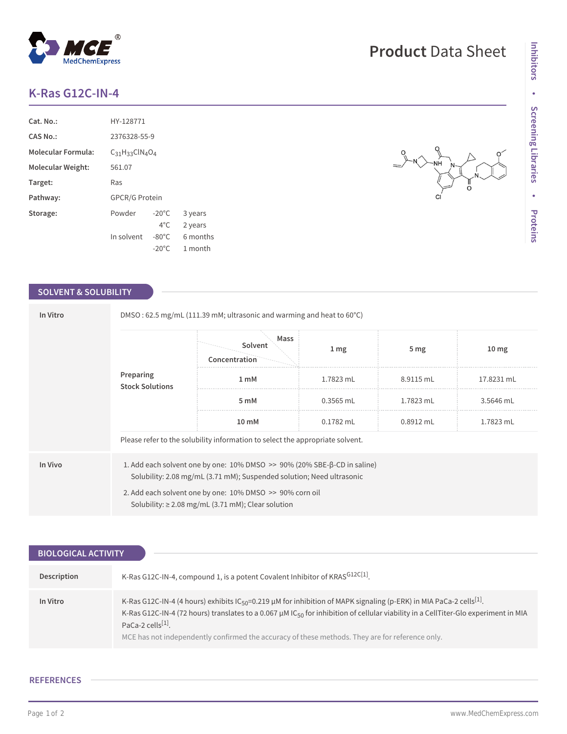# K-Ras G12C-IN-4

Product Data Sheet

| | |
|---|---|
| **Cat. No.:** | HY-128771 |
| **CAS No.:** | 2376328-55-9 |
| **Molecular Formula:** | $C_{31}H_{33}ClN_4O_4$ |
| **Molecular Weight:** | 561.07 |
| **Target:** | Ras |
| **Pathway:** | GPCR/G Protein |
| **Storage:** | Powder -20°C 3 years; 4°C 2 years. In solvent -80°C 6 months; -20°C 1 month |

## SOLVENT & SOLUBILITY

**In Vitro**

DMSO : 62.5 mg/mL (111.39 mM; ultrasonic and warming and heat to 60°C)

**Preparing Stock Solutions**

| Concentration / Solvent / Mass | 1 mg | 5 mg | 10 mg |
|---|---|---|---|
| 1 mM | 1.7823 mL | 8.9115 mL | 17.8231 mL |
| 5 mM | 0.3565 mL | 1.7823 mL | 3.5646 mL |
| 10 mM | 0.1782 mL | 0.8912 mL | 1.7823 mL |

Please refer to the solubility information to select the appropriate solvent.

**In Vivo**

1. Add each solvent one by one: 10% DMSO >> 90% (20% SBE-β-CD in saline)
   Solubility: 2.08 mg/mL (3.71 mM); Suspended solution; Need ultrasonic
2. Add each solvent one by one: 10% DMSO >> 90% corn oil
   Solubility: ≥ 2.08 mg/mL (3.71 mM); Clear solution

## BIOLOGICAL ACTIVITY

**Description**

K-Ras G12C-IN-4, compound 1, is a potent Covalent Inhibitor of KRAS G12C[1].

**In Vitro**

K-Ras G12C-IN-4 (4 hours) exhibits $IC_{50}$=0.219 μM for inhibition of MAPK signaling (p-ERK) in MIA PaCa-2 cells[1].
K-Ras G12C-IN-4 (72 hours) translates to a 0.067 μM $IC_{50}$ for inhibition of cellular viability in a CellTiter-Glo experiment in MIA PaCa-2 cells[1].
MCE has not independently confirmed the accuracy of these methods. They are for reference only.

## REFERENCES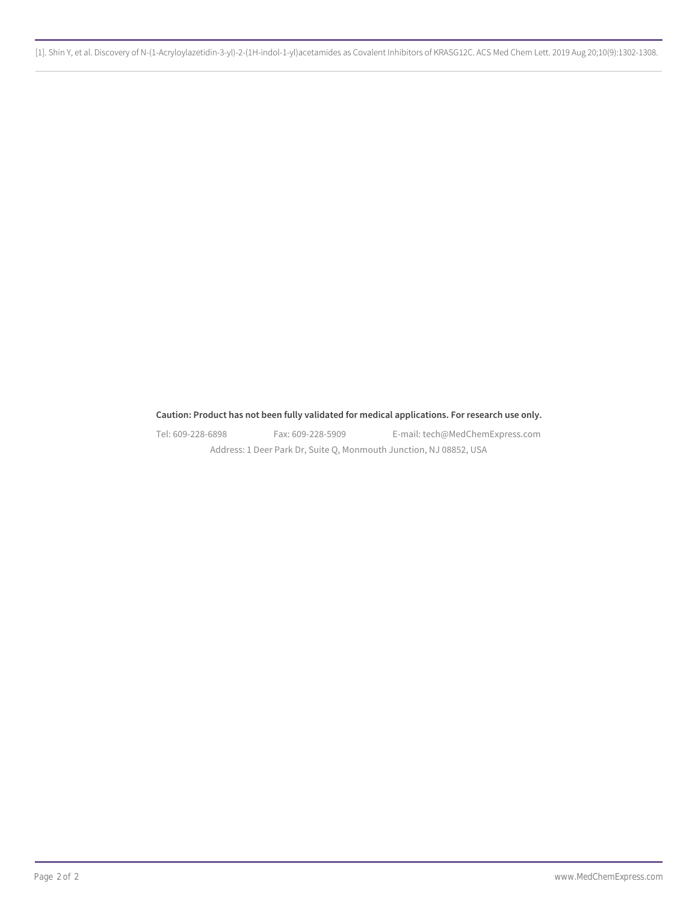[1]. Shin Y, et al. Discovery of N-(1-Acryloylazetidin-3-yl)-2-(1H-indol-1-yl)acetamides as Covalent Inhibitors of KRASG12C. ACS Med Chem Lett. 2019 Aug 20;10(9):1302-1308.

**Caution: Product has not been fully validated for medical applications. For research use only.**

Tel: 609-228-6898 Fax: 609-228-5909 E-mail: tech@MedChemExpress.com

Address: 1 Deer Park Dr, Suite Q, Monmouth Junction, NJ 08852, USA